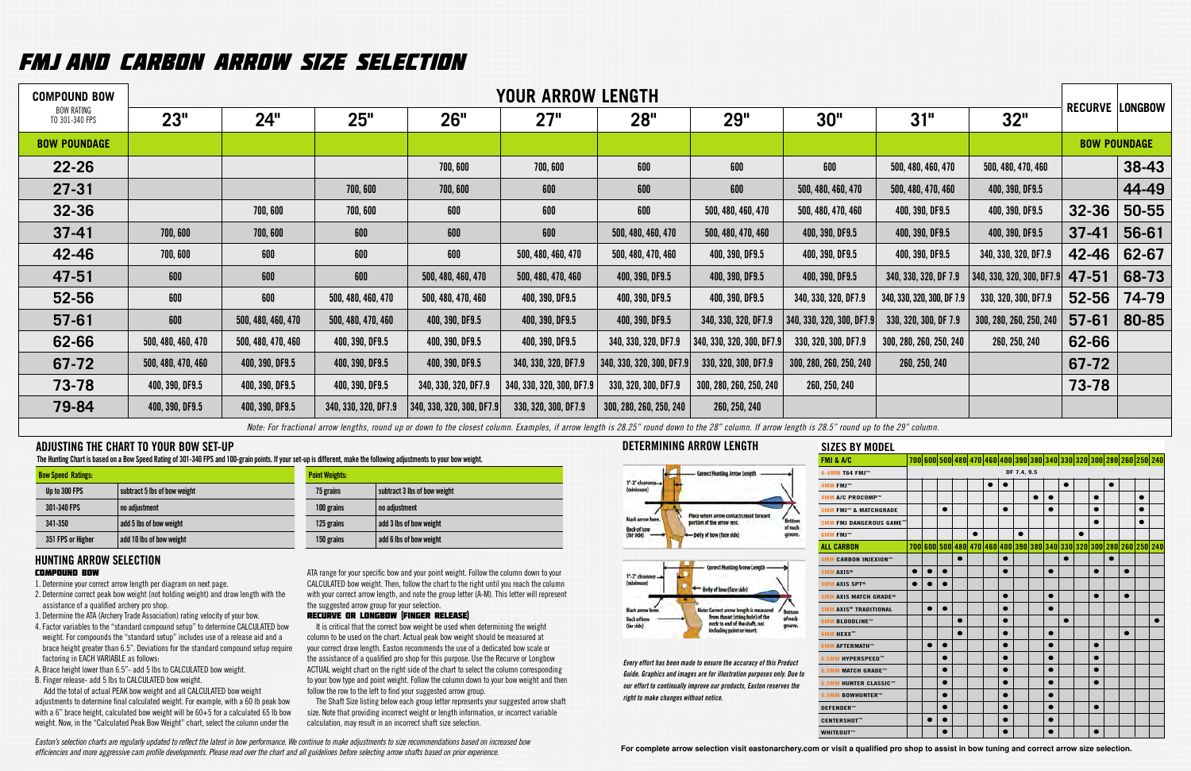# FMJ AND CARBON ARROW SIZE SELECTION

| COMPOUND BOW<br>BOW RATING TO 301-340 FPS | YOUR ARROW LENGTH | | | | | | | | | | RECURVE | LONGBOW |
|---|---|---|---|---|---|---|---|---|---|---|---|---|
| | 23" | 24" | 25" | 26" | 27" | 28" | 29" | 30" | 31" | 32" | | |
| **BOW POUNDAGE** | | | | | | | | | | | **BOW POUNDAGE** | |
| **22-26** | | | | 700, 600 | 700, 600 | 600 | 600 | 600 | 500, 480, 460, 470 | 500, 480, 470, 460 | | **38-43** |
| **27-31** | | | 700, 600 | 700, 600 | 600 | 600 | 600 | 500, 480, 460, 470 | 500, 480, 470, 460 | 400, 390, DF9.5 | | **44-49** |
| **32-36** | | 700, 600 | 700, 600 | 600 | 600 | 600 | 500, 480, 460, 470 | 500, 480, 470, 460 | 400, 390, DF9.5 | 400, 390, DF9.5 | **32-36** | **50-55** |
| **37-41** | 700, 600 | 700, 600 | 600 | 600 | 600 | 500, 480, 460, 470 | 500, 480, 470, 460 | 400, 390, DF9.5 | 400, 390, DF9.5 | 400, 390, DF9.5 | **37-41** | **56-61** |
| **42-46** | 700, 600 | 600 | 600 | 600 | 500, 480, 460, 470 | 500, 480, 470, 460 | 400, 390, DF9.5 | 400, 390, DF9.5 | 400, 390, DF9.5 | 340, 330, 320, DF7.9 | **42-46** | **62-67** |
| **47-51** | 600 | 600 | 600 | 500, 480, 460, 470 | 500, 480, 470, 460 | 400, 390, DF9.5 | 400, 390, DF9.5 | 400, 390, DF9.5 | 340, 330, 320, DF 7.9 | 340, 330, 320, 300, DF7.9 | **47-51** | **68-73** |
| **52-56** | 600 | 600 | 500, 480, 460, 470 | 500, 480, 470, 460 | 400, 390, DF9.5 | 400, 390, DF9.5 | 400, 390, DF9.5 | 340, 330, 320, DF7.9 | 340, 330, 320, 300, DF 7.9 | 330, 320, 300, DF7.9 | **52-56** | **74-79** |
| **57-61** | 600 | 500, 480, 460, 470 | 500, 480, 470, 460 | 400, 390, DF9.5 | 400, 390, DF9.5 | 400, 390, DF9.5 | 340, 330, 320, DF7.9 | 340, 330, 320, 300, DF7.9 | 330, 320, 300, DF 7.9 | 300, 280, 260, 250, 240 | **57-61** | **80-85** |
| **62-66** | 500, 480, 460, 470 | 500, 480, 470, 460 | 400, 390, DF9.5 | 400, 390, DF9.5 | 400, 390, DF9.5 | 340, 330, 320, DF7.9 | 340, 330, 320, 300, DF7.9 | 330, 320, 300, DF7.9 | 300, 280, 260, 250, 240 | 260, 250, 240 | **62-66** | |
| **67-72** | 500, 480, 470, 460 | 400, 390, DF9.5 | 400, 390, DF9.5 | 400, 390, DF9.5 | 340, 330, 320, DF7.9 | 340, 330, 320, 300, DF7.9 | 330, 320, 300, DF7.9 | 300, 280, 260, 250, 240 | 260, 250, 240 | | **67-72** | |
| **73-78** | 400, 390, DF9.5 | 400, 390, DF9.5 | 400, 390, DF9.5 | 340, 330, 320, DF7.9 | 340, 330, 320, 300, DF7.9 | 330, 320, 300, DF7.9 | 300, 280, 260, 250, 240 | 260, 250, 240 | | | **73-78** | |
| **79-84** | 400, 390, DF9.5 | 400, 390, DF9.5 | 340, 330, 320, DF7.9 | 340, 330, 320, 300, DF7.9 | 330, 320, 300, DF7.9 | 300, 280, 260, 250, 240 | 260, 250, 240 | | | | | |

*Note: For fractional arrow lengths, round up or down to the closest column. Examples, if arrow length is 28.25" round down to the 28" column. If arrow length is 28.5" round up to the 29" column.*

## ADJUSTING THE CHART TO YOUR BOW SET-UP

**The Hunting Chart is based on a Bow Speed Rating of 301-340 FPS and 100-grain points. If your set-up is different, make the following adjustments to your bow weight.**

| Bow Speed Ratings: | |
|---|---|
| Up to 300 FPS | subtract 5 lbs of bow weight |
| 301-340 FPS | no adjustment |
| 341-350 | add 5 lbs of bow weight |
| 351 FPS or Higher | add 10 lbs of bow weight |

| Point Weights: | |
|---|---|
| 75 grains | subtract 3 lbs of bow weight |
| 100 grains | no adjustment |
| 125 grains | add 3 lbs of bow weight |
| 150 grains | add 6 lbs of bow weight |

## HUNTING ARROW SELECTION

### COMPOUND BOW

1. Determine your correct arrow length per diagram on next page.
2. Determine correct peak bow weight (not holding weight) and draw length with the assistance of a qualified pro shop.
3. Determine the ATA (Archery Trade Association) rating velocity of your bow.
4. Factor variables to the "standard compound setup" to determine CALCULATED bow weight. For compounds the "standard setup" includes use of a release aid and a brace height greater than 6.5". Deviations for the standard compound setup require factoring in EACH VARIABLE as follows:

A. Brace height lower than 6.5"- add 5 lbs to CALCULATED bow weight.
B. Finger release- add 5 lbs to CALCULATED bow weight.

Add the total of actual PEAK bow weight and all CALCULATED bow weight adjustments to determine final calculated weight. For example, with a 60 lb peak bow with a 6" brace height, calculated bow weight will be 60+5 for a calculated 65 lb bow weight. Now, in the "Calculated Peak Bow Weight" chart, select the column under the ATA range for your specific bow and your point weight. Follow the column down to your CALCULATED bow weight. Then, follow the chart to the right until you reach the column with your correct arrow length, and note the group letter (A-M). This letter will represent the suggested arrow group for your selection.

### RECURVE OR LONGBOW (FINGER RELEASE)

It is critical that the correct bow weight be used when determining the weight column to be used on the chart. Actual peak weight should be measured at your correct draw length. Easton recommends the use of a dedicated bow scale or the assistance of a qualified pro shop for this purpose. Use the Recurve or Longbow ACTUAL weight chart on the right side of the chart to select the column corresponding to your bow type and point weight. Follow the column down to your bow weight and then follow the row to the left to find your suggested arrow group.

The Shaft Size listing below each group letter represents your suggested arrow shaft size. Note that providing incorrect weight or length information, or incorrect variable calculation, may result in an incorrect shaft size selection.

*Easton's selection charts are regularly updated to reflect the latest in bow performance. We continue to make adjustments to size recommendations based on increased bow efficiencies and more aggressive cam profile developments. Please read over the chart and all guidelines before selecting arrow shafts based on prior experience.*

## DETERMINING ARROW LENGTH

Correct Hunting Arrow Length

1"-2" clearance (minimum)

Mark arrow here. Back of bow (far side)

Place where arrow contacts most forward portion of the arrow rest.

Belly of bow (face side)

Bottom of nock groove.

Correct Hunting Arrow Length

1"-2" clearance (minimum)

Belly of bow (face side)

Mark arrow here. Back of bow (far side)

Note: Correct arrow length is measured from throat (string hole) of the nock to end of the shaft, not including point or insert.

Bottom of nock groove.

*Every effort has been made to ensure the accuracy of this Product Guide. Graphics and images are for illustration purposes only. Due to our effort to continually improve our products, Easton reserves the right to make changes without notice.*

## SIZES BY MODEL

| FMJ & A/C | 700 | 600 | 500 | 480 | 470 | 460 | 400 | 390 | 380 | 340 | 330 | 320 | 300 | 280 | 260 | 250 | 240 |
|---|---|---|---|---|---|---|---|---|---|---|---|---|---|---|---|---|---|
| 4-6MM T64 FMJ™ | DF 7.4, 9.5 | | | | | | | | | | | | | | | | |
| 4MM FMJ™ | | | | | | ● | ● | | | | ● | | | ● | | | |
| 4MM A/C PROCOMP™ | | | | | | | | | ● | ● | | | ● | | | ● | |
| 5MM FMJ™ & MATCHGRADE | | | ● | | | | ● | | | ● | | | ● | | | ● | |
| 5MM FMJ DANGEROUS GAME™ | | | | | | | | | | | | | ● | | | ● | |
| 6MM FMJ™ | | | | | ● | | | ● | | | | ● | | | | | |
| **ALL CARBON** | **700** | **600** | **500** | **480** | **470** | **460** | **400** | **390** | **380** | **340** | **330** | **320** | **300** | **280** | **260** | **250** | **240** |
| 4MM CARBON INJEXION™ | | | | ● | | | ● | | | | ● | | | ● | | | |
| 5MM AXIS® | ● | ● | ● | | | | ● | | | ● | | | ● | | ● | | |
| 5MM AXIS SPT® | ● | ● | ● | | | | | | | | | | | | | | |
| 5MM AXIS MATCH GRADE® | | | | | | | ● | | | ● | | | ● | | ● | | |
| 5MM AXIS® TRADITIONAL | | ● | ● | | | | ● | | | ● | | | | | | | |
| 6MM BLOODLINE™ | | | | ● | | | ● | | | | ● | | | | | | ● |
| 6MM HEXX™ | | | | ● | | | ● | | | ● | | | | | ● | | |
| 6MM AFTERMATH™ | | ● | ● | | | | ● | | | ● | | | ● | | | | |
| 6.5MM HYPERSPEED™ | | | ● | | | | ● | | | ● | | | ● | | | | |
| 6.5MM MATCH GRADE™ | | | ● | | | | ● | | | ● | | | ● | | | | |
| 6.5MM HUNTER CLASSIC™ | | | ● | | | | ● | | | ● | | | ● | | | | |
| 6.5MM BOWHUNTER™ | | | ● | | | | ● | | | ● | | | | | | | |
| DEFENDER™ | | | ● | | | | ● | | | ● | | | ● | | | | |
| CENTERSHOT™ | | ● | ● | | | | ● | | | ● | | | | | | | |
| WHITEOUT™ | | | ● | | | | ● | | | ● | | | ● | | | | |

**For complete arrow selection visit eastonarchery.com or visit a qualified pro shop to assist in bow tuning and correct arrow size selection.**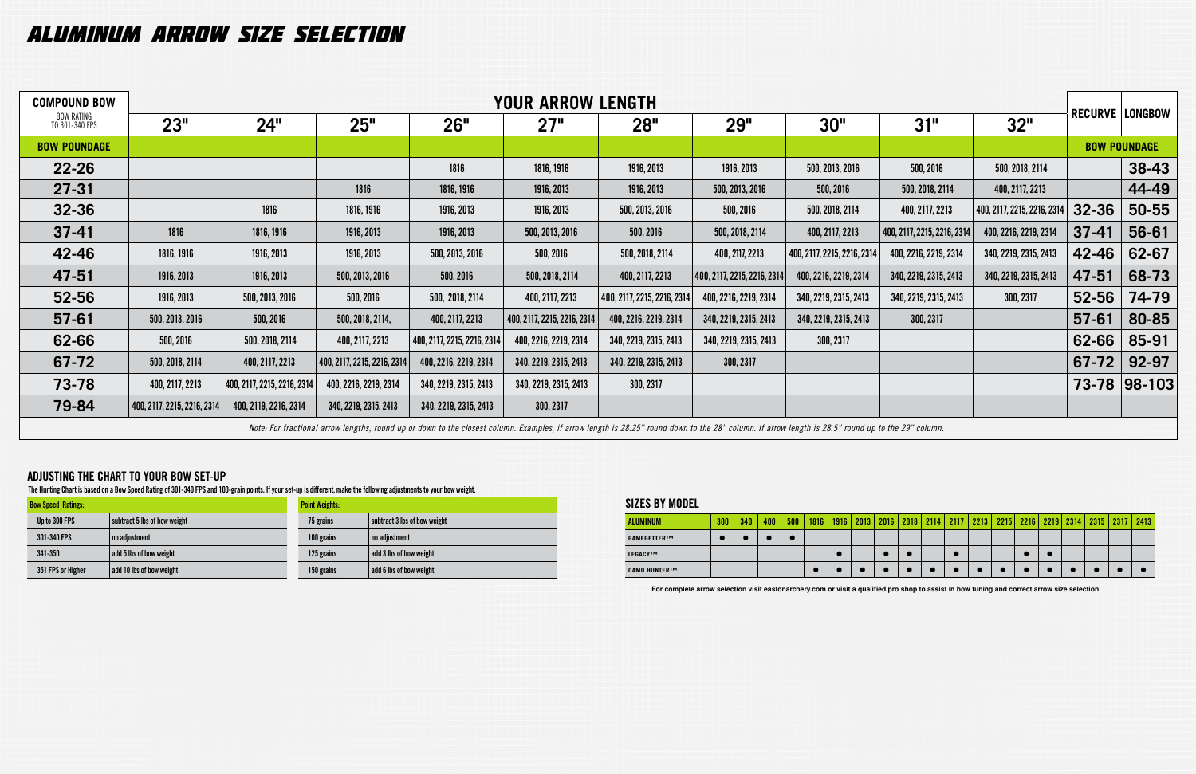# ALUMINUM ARROW SIZE SELECTION

| COMPOUND BOW<br>BOW RATING TO 301-340 FPS | YOUR ARROW LENGTH | | | | | | | | | | RECURVE | LONGBOW |
|---|---|---|---|---|---|---|---|---|---|---|---|---|
| | 23" | 24" | 25" | 26" | 27" | 28" | 29" | 30" | 31" | 32" | | |
| **BOW POUNDAGE** | | | | | | | | | | | **BOW POUNDAGE** | |
| **22-26** | | | | 1816 | 1816, 1916 | 1916, 2013 | 1916, 2013 | 500, 2013, 2016 | 500, 2016 | 500, 2018, 2114 | | **38-43** |
| **27-31** | | | 1816 | 1816, 1916 | 1916, 2013 | 1916, 2013 | 500, 2013, 2016 | 500, 2016 | 500, 2018, 2114 | 400, 2117, 2213 | | **44-49** |
| **32-36** | | 1816 | 1816, 1916 | 1916, 2013 | 1916, 2013 | 500, 2013, 2016 | 500, 2016 | 500, 2018, 2114 | 400, 2117, 2213 | 400, 2117, 2215, 2216, 2314 | **32-36** | **50-55** |
| **37-41** | 1816 | 1816, 1916 | 1916, 2013 | 1916, 2013 | 500, 2013, 2016 | 500, 2016 | 500, 2018, 2114 | 400, 2117, 2213 | 400, 2117, 2215, 2216, 2314 | 400, 2216, 2219, 2314 | **37-41** | **56-61** |
| **42-46** | 1816, 1916 | 1916, 2013 | 1916, 2013 | 500, 2013, 2016 | 500, 2016 | 500, 2018, 2114 | 400, 2117, 2213 | 400, 2117, 2215, 2216, 2314 | 400, 2216, 2219, 2314 | 340, 2219, 2315, 2413 | **42-46** | **62-67** |
| **47-51** | 1916, 2013 | 1916, 2013 | 500, 2013, 2016 | 500, 2016 | 500, 2018, 2114 | 400, 2117, 2213 | 400, 2117, 2215, 2216, 2314 | 400, 2216, 2219, 2314 | 340, 2219, 2315, 2413 | 340, 2219, 2315, 2413 | **47-51** | **68-73** |
| **52-56** | 1916, 2013 | 500, 2013, 2016 | 500, 2016 | 500, 2018, 2114 | 400, 2117, 2213 | 400, 2117, 2215, 2216, 2314 | 400, 2216, 2219, 2314 | 340, 2219, 2315, 2413 | 340, 2219, 2315, 2413 | 300, 2317 | **52-56** | **74-79** |
| **57-61** | 500, 2013, 2016 | 500, 2016 | 500, 2018, 2114, | 400, 2117, 2213 | 400, 2117, 2215, 2216, 2314 | 400, 2216, 2219, 2314 | 340, 2219, 2315, 2413 | 340, 2219, 2315, 2413 | 300, 2317 | | **57-61** | **80-85** |
| **62-66** | 500, 2016 | 500, 2018, 2114 | 400, 2117, 2213 | 400, 2117, 2215, 2216, 2314 | 400, 2216, 2219, 2314 | 340, 2219, 2315, 2413 | 340, 2219, 2315, 2413 | 300, 2317 | | | **62-66** | **85-91** |
| **67-72** | 500, 2018, 2114 | 400, 2117, 2213 | 400, 2117, 2215, 2216, 2314 | 400, 2216, 2219, 2314 | 340, 2219, 2315, 2413 | 340, 2219, 2315, 2413 | 300, 2317 | | | | **67-72** | **92-97** |
| **73-78** | 400, 2117, 2213 | 400, 2117, 2215, 2216, 2314 | 400, 2216, 2219, 2314 | 340, 2219, 2315, 2413 | 340, 2219, 2315, 2413 | 300, 2317 | | | | | **73-78** | **98-103** |
| **79-84** | 400, 2117, 2215, 2216, 2314 | 400, 2119, 2216, 2314 | 340, 2219, 2315, 2413 | 340, 2219, 2315, 2413 | 300, 2317 | | | | | | | |

*Note: For fractional arrow lengths, round up or down to the closest column. Examples, if arrow length is 28.25" round down to the 28" column. If arrow length is 28.5" round up to the 29" column.*

## ADJUSTING THE CHART TO YOUR BOW SET-UP

The Hunting Chart is based on a Bow Speed Rating of 301-340 FPS and 100-grain points. If your set-up is different, make the following adjustments to your bow weight.

| Bow Speed Ratings: | |
|---|---|
| Up to 300 FPS | subtract 5 lbs of bow weight |
| 301-340 FPS | no adjustment |
| 341-350 | add 5 lbs of bow weight |
| 351 FPS or Higher | add 10 lbs of bow weight |

| Point Weights: | |
|---|---|
| 75 grains | subtract 3 lbs of bow weight |
| 100 grains | no adjustment |
| 125 grains | add 3 lbs of bow weight |
| 150 grains | add 6 lbs of bow weight |

## SIZES BY MODEL

| ALUMINUM | 300 | 340 | 400 | 500 | 1816 | 1916 | 2013 | 2016 | 2018 | 2114 | 2117 | 2213 | 2215 | 2216 | 2219 | 2314 | 2315 | 2317 | 2413 |
|---|---|---|---|---|---|---|---|---|---|---|---|---|---|---|---|---|---|---|---|
| GAMEGETTER™ | ● | ● | ● | ● | | | | | | | | | | | | | | | |
| LEGACY™ | | | | | | ● | | ● | ● | | ● | | | ● | ● | | | | |
| CAMO HUNTER™ | | | | | ● | ● | ● | ● | ● | ● | ● | ● | ● | ● | ● | ● | ● | ● | ● |

**For complete arrow selection visit eastonarchery.com or visit a qualified pro shop to assist in bow tuning and correct arrow size selection.**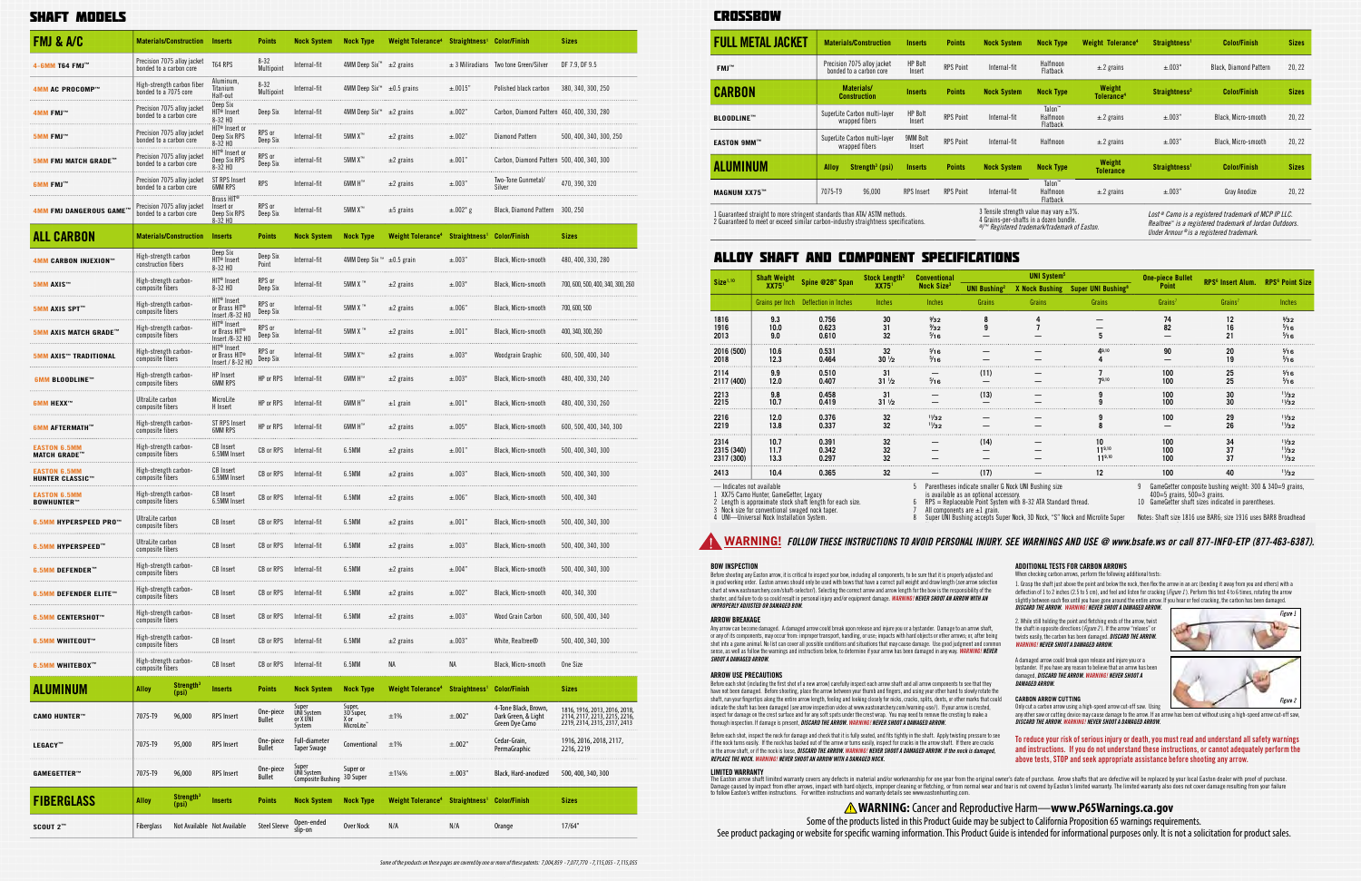# SHAFT MODELS

| FMJ & A/C | Materials/Construction | Inserts | Points | Nock System | Nock Type | Weight Tolerance⁴ | Straightness¹ | Color/Finish | Sizes |
|---|---|---|---|---|---|---|---|---|---|
| 4-6MM T64 FMJ™ | Precision 7075 alloy jacket bonded to a carbon core | T64 RPS | 8-32 Multipoint | Internal-fit | 4MM Deep Six™ | ±2 grains | ± 3 Miliradians | Two tone Green/Silver | DF 7.9, DF 9.5 |
| 4MM AC PROCOMP™ | High-strength carbon fiber bonded to a 7075 core | Aluminum, Titanium Half-out | 8-32 Multipoint | Internal-fit | 4MM Deep Six™ | ±0.5 grains | ±.0015" | Polished black carbon | 380, 340, 300, 250 |
| 4MM FMJ™ | Precision 7075 alloy jacket bonded to a carbon core | Deep Six HIT® Insert 8-32 HD | Deep Six | Internal-fit | 4MM Deep Six™ | ±2 grains | ±.002" | Carbon, Diamond Pattern | 460, 400, 330, 280 |
| 5MM FMJ™ | Precision 7075 alloy jacket bonded to a carbon core | HIT® Insert or Deep Six RPS 8-32 HD | RPS or Deep Six | Internal-fit | 5MM X™ | ±2 grains | ±.002" | Diamond Pattern | 500, 400, 340, 300, 250 |
| 5MM FMJ MATCH GRADE™ | Precision 7075 alloy jacket bonded to a carbon core | HIT® Insert or Deep Six RPS 8-32 HD | RPS or Deep Six | Internal-fit | 5MM X™ | ±2 grains | ±.001" | Carbon, Diamond Pattern | 500, 400, 340, 300 |
| 6MM FMJ™ | Precision 7075 alloy jacket bonded to a carbon core | ST RPS Insert 6MM RPS | RPS | Internal-fit | 6MM H™ | ±2 grains | ±.003" | Two-Tone Gunmetal/Silver | 470, 390, 320 |
| 4MM FMJ DANGEROUS GAME™ | Precision 7075 alloy jacket bonded to a carbon core | Brass HIT® Insert or Deep Six RPS 8-32 HD | RPS or Deep Six | Internal-fit | 5MM X™ | ±5 grains | ±.002" g | Black, Diamond Pattern | 300, 250 |

| ALL CARBON | Materials/Construction | Inserts | Points | Nock System | Nock Type | Weight Tolerance⁴ | Straightness¹ | Color/Finish | Sizes |
|---|---|---|---|---|---|---|---|---|---|
| 4MM CARBON INJEXION™ | High-strength carbon construction fibers | Deep Six HIT® Insert 8-32 HD | Deep Six Point | Internal-fit | 4MM Deep Six™ | ±0.5 grain | ±.003" | Black, Micro-smooth | 480, 400, 330, 280 |
| 5MM AXIS™ | High-strength carbon-composite fibers | HIT® Insert 8-32 HD | RPS or Deep Six | Internal-fit | 5MM X™ | ±2 grains | ±.003" | Black, Micro-smooth | 700, 600, 500, 400, 340, 300, 260 |
| 5MM AXIS SPT™ | High-strength carbon-composite fibers | HIT® Insert or Brass HIT® Insert /8-32 HD | RPS or Deep Six | Internal-fit | 5MM X™ | ±2 grains | ±.006" | Black, Micro-smooth | 700, 600, 500 |
| 5MM AXIS MATCH GRADE™ | High-strength carbon-composite fibers | HIT® Insert or Brass HIT® Insert /8-32 HD | RPS or Deep Six | Internal-fit | 5MM X™ | ±2 grains | ±.001" | Black, Micro-smooth | 400, 340, 300, 260 |
| 5MM AXIS™ TRADITIONAL | High-strength carbon-composite fibers | HIT® Insert or Brass HIT® Insert / 8-32 HD | RPS or Deep Six | Internal-fit | 5MM X™ | ±2 grains | ±.003" | Woodgrain Graphic | 600, 500, 400, 340 |
| 6MM BLOODLINE™ | High-strength carbon-composite fibers | HP Insert 6MM RPS | HP or RPS | Internal-fit | 6MM H™ | ±2 grains | ±.003" | Black, Micro-smooth | 480, 400, 330, 240 |
| 6MM HEXX™ | UltraLite carbon composite fibers | MicroLite H Insert | HP or RPS | Internal-fit | 6MM H™ | ±1 grain | ±.001" | Black, Micro-smooth | 480, 400, 330, 260 |
| 6MM AFTERMATH™ | High-strength carbon-composite fibers | ST RPS Insert 6MM RPS | HP or RPS | Internal-fit | 6MM H™ | ±2 grains | ±.005" | Black, Micro-smooth | 600, 500, 400, 340, 300 |
| EASTON 6.5MM MATCH GRADE™ | High-strength carbon-composite fibers | CB Insert 6.5MM Insert | CB or RPS | Internal-fit | 6.5MM | ±2 grains | ±.001" | Black, Micro-smooth | 500, 400, 340, 300 |
| EASTON 6.5MM HUNTER CLASSIC™ | High-strength carbon-composite fibers | CB Insert 6.5MM Insert | CB or RPS | Internal-fit | 6.5MM | ±2 grains | ±.003" | Black, Micro-smooth | 500, 400, 340, 300 |
| EASTON 6.5MM BOWHUNTER™ | High-strength carbon-composite fibers | CB Insert 6.5MM Insert | CB or RPS | Internal-fit | 6.5MM | ±2 grains | ±.006" | Black, Micro-smooth | 500, 400, 340 |
| 6.5MM HYPERSPEED PRO™ | UltraLite carbon composite fibers | CB Insert | CB or RPS | Internal-fit | 6.5MM | ±2 grains | ±.001" | Black, Micro-smooth | 500, 400, 340, 300 |
| 6.5MM HYPERSPEED™ | UltraLite carbon composite fibers | CB Insert | CB or RPS | Internal-fit | 6.5MM | ±2 grains | ±.003" | Black, Micro-smooth | 500, 400, 340, 300 |
| 6.5MM DEFENDER™ | High-strength carbon-composite fibers | CB Insert | CB or RPS | Internal-fit | 6.5MM | ±2 grains | ±.004" | Black, Micro-smooth | 500, 400, 340, 300 |
| 6.5MM DEFENDER ELITE™ | High-strength carbon-composite fibers | CB Insert | CB or RPS | Internal-fit | 6.5MM | ±2 grains | ±.002" | Black, Micro-smooth | 400, 340, 300 |
| 6.5MM CENTERSHOT™ | High-strength carbon-composite fibers | CB Insert | CB or RPS | Internal-fit | 6.5MM | ±2 grains | ±.003" | Wood Grain Carbon | 600, 500, 400, 340 |
| 6.5MM WHITEOUT™ | High-strength carbon-composite fibers | CB Insert | CB or RPS | Internal-fit | 6.5MM | ±2 grains | ±.003" | White, Realtree® | 500, 400, 340, 300 |
| 6.5MM WHITEBOX™ | High-strength carbon-composite fibers | CB Insert | CB or RPS | Internal-fit | 6.5MM | NA | NA | Black, Micro-smooth | One Size |

| ALUMINUM | Alloy | Strength³ (psi) | Inserts | Points | Nock System | Nock Type | Weight Tolerance⁴ | Straightness¹ | Color/Finish | Sizes |
|---|---|---|---|---|---|---|---|---|---|---|
| CAMO HUNTER™ | 7075-T9 | 96,000 | RPS Insert | One-piece Bullet | Super UNI System or X UNI System | Super, 3D Super, X or MicroLite™ | ±1% | ±.002" | 4-Tone Black, Brown, Dark Green, & Light Green Dye Camo | 1816, 1916, 2013, 2016, 2018, 2114, 2117, 2213, 2215, 2216, 2219, 2314, 2315, 2317, 2413 |
| LEGACY™ | 7075-T9 | 95,000 | RPS Insert | One-piece Bullet | Full-diameter Taper Swage | Conventional | ±1% | ±.002" | Cedar-Grain, PermaGraphic | 1916, 2016, 2018, 2117, 2216, 2219 |
| GAMEGETTER™ | 7075-T9 | 96,000 | RPS Insert | One-piece Bullet | Super UNI System Composite Bushing | Super or 3D Super | ±1¼% | ±.003" | Black, Hard-anodized | 500, 400, 340, 300 |

| FIBERGLASS | Alloy | Strength³ (psi) | Inserts | Points | Nock System | Nock Type | Weight Tolerance⁴ | Straightness¹ | Color/Finish | Sizes |
|---|---|---|---|---|---|---|---|---|---|---|
| SCOUT 2™ | Fiberglass | Not Available | Not Available | Steel Sleeve | Open-ended slip-on | Over Nock | N/A | N/A | Orange | 17/64" |

Some of the products on these pages are covered by one or more of these patents: 7,004,859 - 7,077,770 - 7,115,055 - 7,115,055

# CROSSBOW

| FULL METAL JACKET | Materials/Construction | Inserts | Points | Nock System | Nock Type | Weight Tolerance⁴ | Straightness¹ | Color/Finish | Sizes |
|---|---|---|---|---|---|---|---|---|---|
| FMJ™ | Precision 7075 alloy jacket bonded to a carbon core | HP Bolt Insert | RPS Point | Internal-fit | Halfmoon Flatback | ±.2 grains | ±.003" | Black, Diamond Pattern | 20, 22 |

| CARBON | Materials/Construction | Inserts | Points | Nock System | Nock Type | Weight Tolerance⁴ | Straightness² | Color/Finish | Sizes |
|---|---|---|---|---|---|---|---|---|---|
| BLOODLINE™ | SuperLite Carbon multi-layer wrapped fibers | HP Bolt Insert | RPS Point | Internal-fit | Talon™ Halfmoon Flatback | ±.2 grains | ±.003" | Black, Micro-smooth | 20, 22 |
| EASTON 9MM™ | SuperLite Carbon multi-layer wrapped fibers | 9MM Bolt Insert | RPS Point | Internal-fit | Halfmoon | ±.2 grains | ±.003" | Black, Micro-smooth | 20, 22 |

| ALUMINUM | Alloy | Strength³ (psi) | Inserts | Points | Nock System | Nock Type | Weight Tolerance | Straightness¹ | Color/Finish | Sizes |
|---|---|---|---|---|---|---|---|---|---|---|
| MAGNUM XX75™ | 7075-T9 | 96,000 | RPS Insert | RPS Point | Internal-fit | Talon™ Halfmoon Flatback | ±.2 grains | ±.003" | Gray Anodize | 20, 22 |

1 Guaranteed straight to more stringent standards than ATA/ ASTM methods.
2 Guaranteed to meet or exceed similar carbon-industry straightness specifications.
3 Tensile strength value may vary ±3%.
4 Grains-per-shafts in a dozen bundle.
®/™ Registered trademark/trademark of Easton.

*Lost® Camo is a registered trademark of MCP IP LLC. Realtree® is a registered trademark of Jordan Outdoors. Under Armour® is a registered trademark.*

# ALLOY SHAFT AND COMPONENT SPECIFICATIONS

| Size⁹,¹⁰ | Shaft Weight XX75¹ | Spine @28" Span | Stock Length² XX75¹ | Conventional Nock Size³ | UNI System⁴: UNI Bushing⁵ | UNI System⁴: X Nock Bushing | UNI System⁴: Super UNI Bushing⁸ | One-piece Bullet Point | RPS⁶ Insert Alum. | RPS⁶ Point Size |
|---|---|---|---|---|---|---|---|---|---|---|
| | Grains per Inch | Deflection in Inches | Inches | Inches | Grains | Grains | Grains | Grains⁷ | Grains⁷ | Inches |
| 1816 | 9.3 | 0.756 | 30 | 9/32 | 8 | 4 | — | 74 | 12 | 9/32 |
| 1916 | 10.0 | 0.623 | 31 | 9/32 | 9 | 7 | — | 82 | 16 | 5/16 |
| 2013 | 9.0 | 0.610 | 32 | 5/16 | — | — | 5 | — | 21 | 5/16 |
| 2016 (500) | 10.6 | 0.531 | 32 | 5/16 | — | — | 4[9,10] | 90 | 20 | 5/16 |
| 2018 | 12.3 | 0.464 | 30 ½ | 5/16 | — | — | 4 | — | 19 | 5/16 |
| 2114 | 9.9 | 0.510 | 31 | — | (11) | — | 7 | 100 | 25 | 5/16 |
| 2117 (400) | 12.0 | 0.407 | 31 ½ | 5/16 | — | — | 7[9,10] | 100 | 25 | 5/16 |
| 2213 | 9.8 | 0.458 | 31 | — | (13) | — | 9 | 100 | 30 | 11/32 |
| 2215 | 10.7 | 0.419 | 31 ½ | — | — | — | 9 | 100 | 30 | 11/32 |
| 2216 | 12.0 | 0.376 | 32 | 11/32 | — | — | 9 | 100 | 29 | 11/32 |
| 2219 | 13.8 | 0.337 | 32 | 11/32 | — | — | 8 | — | 26 | 11/32 |
| 2314 | 10.7 | 0.391 | 32 | — | (14) | — | 10 | 100 | 34 | 11/32 |
| 2315 (340) | 11.7 | 0.342 | 32 | — | — | — | 11[9,10] | 100 | 37 | 11/32 |
| 2317 (300) | 13.3 | 0.297 | 32 | — | — | — | 11[9,10] | 100 | 37 | 11/32 |
| 2413 | 10.4 | 0.365 | 32 | — | (17) | — | 12 | 100 | 40 | 11/32 |

— Indicates not available
1 XX75 Camo Hunter, GameGetter, Legacy
2 Length is approximate stock shaft length for each size.
3 Nock size for conventional swaged nock taper.
4 UNI—Universal Nock Installation System.
5 Parentheses indicate smaller G Nock UNI Bushing size is available as an optional accessory.
6 RPS = Replaceable Point System with 8-32 ATA Standard thread.
7 All components are ±1 grain.
8 Super UNI Bushing accepts Super Nock, 3D Nock, "S" Nock and Microlite Super
9 GameGetter composite bushing weight: 300 & 340=9 grains, 400=5 grains, 500=3 grains.
10 GameGetter shaft sizes indicated in parentheses.

Notes: Shaft size 1816 use BAR6; size 1916 uses BAR8 Broadhead

## ⚠ WARNING! *FOLLOW THESE INSTRUCTIONS TO AVOID PERSONAL INJURY. SEE WARNINGS AND USE @ www.bsafe.ws or call 877-INFO-ETP (877-463-6387).*

### BOW INSPECTION

Before shooting any Easton arrow, it is critical to inspect your bow, including all components, to be sure that it is properly adjusted and in good working order. Easton arrows should only be used with bows that have a correct pull weight and draw length (see arrow selection chart at www.eastonarchery.com/shaft-selector). Selecting the correct arrow and spine for the bow is the responsibility of the shooter, and failure to do so could result in personal injury and/or equipment damage. ***WARNING! NEVER SHOOT AN ARROW WITH AN IMPROPERLY ADJUSTED OR DAMAGED BOW.***

### ARROW BREAKAGE

Any arrow can become damaged. A damaged arrow could break upon release and injure you or a bystander. Damage to an arrow shaft, or any of its components, may occur from: improper transport, handling, or use; impacts with hard objects or other arrows; or, after being shot into a game animal. No list can cover all possible conditions and situations that may cause damage. Use good judgment and common sense, as well as follow the warnings and instructions below, to determine if your arrow has been damaged in any way. ***WARNING! NEVER SHOOT A DAMAGED ARROW.***

### ARROW USE PRECAUTIONS

Before each shot (including the first shot of a new arrow) carefully inspect each arrow shaft and all arrow components to see that they have not been damaged. Before shooting, place the arrow between your thumb and fingers, and using your other hand to slowly rotate the shaft, run your fingertips along the entire arrow length, feeling and looking closely for nicks, cracks, splits, dents, or other marks that could indicate the shaft has been damaged (see arrow inspection video at www.eastonarchery.com/warnings-use/). If your arrow is crested, inspect for damage on the crest surface and for any soft spots under the crest wrap. You may need to remove the cresting to make a thorough inspection. If damage is present, ***DISCARD THE ARROW. WARNING! NEVER SHOOT A DAMAGED ARROW.***

Before each shot, inspect the nock for damage and check that it is fully seated, and fits tightly in the shaft. Apply twisting pressure to see if the nock turns easily. If the nock has backed out of the arrow or turns easily, inspect for cracks in the arrow shaft. If there are cracks in the arrow shaft, or if the nock is loose, ***DISCARD THE ARROW. WARNING! NEVER SHOOT A DAMAGED ARROW. If the nock is damaged, REPLACE THE NOCK. WARNING! NEVER SHOOT AN ARROW WITH A DAMAGED NOCK.***

### LIMITED WARRANTY

The Easton arrow shaft limited warranty covers any defects in material and/or workmanship for one year from the original owner's date of purchase. Arrow shafts that are defective will be replaced by your local Easton dealer with proof of purchase. Damage caused by impact from other arrows, impact with hard objects, improper cleaning or fletching, or from normal wear and tear is not covered by Easton's limited warranty. The limited warranty also does not cover damage resulting from your failure to follow Easton's written instructions. For written instructions and warranty details see www.eastonhunting.com.

### ADDITIONAL TESTS FOR CARBON ARROWS

When checking carbon arrows, perform the following additional tests:

1. Grasp the shaft just above the point and below the nock, then flex the arrow in an arc (bending it away from you and others) with a deflection of 1 to 2 inches (2.5 to 5 cm), and feel and listen for cracking (*Figure 1*). Perform this test 4 to 6 times, rotating the arrow slightly between each flex until you have gone around the entire arrow. If you hear or feel cracking, the carbon has been damaged. ***DISCARD THE ARROW. WARNING! NEVER SHOOT A DAMAGED ARROW.***

Figure 1

2. While still holding the point and fletching ends of the arrow, twist the shaft in opposite directions (*Figure 2*). If the arrow "relaxes" or twists easily, the carbon has been damaged. ***DISCARD THE ARROW. WARNING! NEVER SHOOT A DAMAGED ARROW.***

A damaged arrow could break upon release and injure you or a bystander. If you have any reason to believe that an arrow has been damaged, ***DISCARD THE ARROW. WARNING! NEVER SHOOT A DAMAGED ARROW.***

Figure 2

### CARBON ARROW CUTTING

Only cut a carbon arrow using a high-speed arrow cut-off saw. Using any other saw or cutting device may cause damage to the arrow. If an arrow has been cut without using a high-speed arrow cut-off saw, ***DISCARD THE ARROW. WARNING! NEVER SHOOT A DAMAGED ARROW.***

**To reduce your risk of serious injury or death, you must read and understand all safety warnings and instructions. If you do not understand these instructions, or cannot adequately perform the above tests, STOP and seek appropriate assistance before shooting any arrow.**

## ⚠ WARNING: Cancer and Reproductive Harm—www.P65Warnings.ca.gov

Some of the products listed in this Product Guide may be subject to California Proposition 65 warnings requirements.
See product packaging or website for specific warning information. This Product Guide is intended for informational purposes only. It is not a solicitation for product sales.